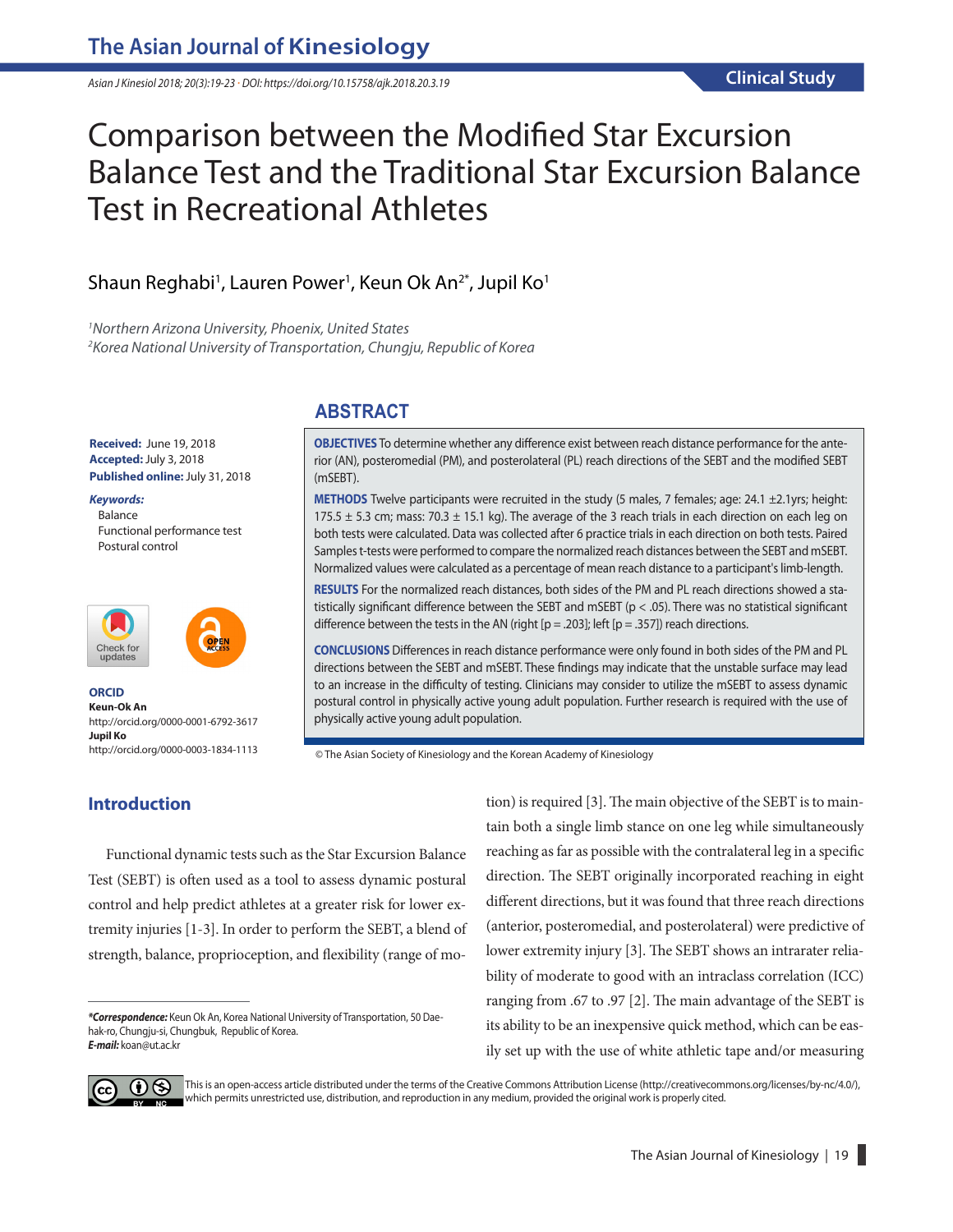Clinical Study

# Comparison between the Modified Star Excursion Balance Test and the Traditional Star Excursion Balance Test in Recreational Athletes

Shaun Reghabi[1], Lauren Power[1], Keun Ok An[2*], Jupil Ko[1]

[1]*Northern Arizona University, Phoenix, United States*
[2]*Korea National University of Transportation, Chungju, Republic of Korea*

**Received:** June 19, 2018
**Accepted:** July 3, 2018
**Published online:** July 31, 2018

***Keywords:***
Balance
Functional performance test
Postural control

**ORCID**
**Keun-Ok An**
http://orcid.org/0000-0001-6792-3617
**Jupil Ko**
http://orcid.org/0000-0003-1834-1113

## ABSTRACT

**OBJECTIVES** To determine whether any difference exist between reach distance performance for the anterior (AN), posteromedial (PM), and posterolateral (PL) reach directions of the SEBT and the modified SEBT (mSEBT).

**METHODS** Twelve participants were recruited in the study (5 males, 7 females; age: 24.1 ±2.1yrs; height: 175.5 ± 5.3 cm; mass: 70.3 ± 15.1 kg). The average of the 3 reach trials in each direction on each leg on both tests were calculated. Data was collected after 6 practice trials in each direction on both tests. Paired Samples t-tests were performed to compare the normalized reach distances between the SEBT and mSEBT. Normalized values were calculated as a percentage of mean reach distance to a participant's limb-length.

**RESULTS** For the normalized reach distances, both sides of the PM and PL reach directions showed a statistically significant difference between the SEBT and mSEBT ($p < .05$). There was no statistical significant difference between the tests in the AN (right [$p = .203$]; left [$p = .357$]) reach directions.

**CONCLUSIONS** Differences in reach distance performance were only found in both sides of the PM and PL directions between the SEBT and mSEBT. These findings may indicate that the unstable surface may lead to an increase in the difficulty of testing. Clinicians may consider to utilize the mSEBT to assess dynamic postural control in physically active young adult population. Further research is required with the use of physically active young adult population.

© The Asian Society of Kinesiology and the Korean Academy of Kinesiology

## Introduction

Functional dynamic tests such as the Star Excursion Balance Test (SEBT) is often used as a tool to assess dynamic postural control and help predict athletes at a greater risk for lower extremity injuries [1-3]. In order to perform the SEBT, a blend of strength, balance, proprioception, and flexibility (range of motion) is required [3]. The main objective of the SEBT is to maintain both a single limb stance on one leg while simultaneously reaching as far as possible with the contralateral leg in a specific direction. The SEBT originally incorporated reaching in eight different directions, but it was found that three reach directions (anterior, posteromedial, and posterolateral) were predictive of lower extremity injury [3]. The SEBT shows an intrarater reliability of moderate to good with an intraclass correlation (ICC) ranging from .67 to .97 [2]. The main advantage of the SEBT is its ability to be an inexpensive quick method, which can be easily set up with the use of white athletic tape and/or measuring

***Correspondence:** Keun Ok An, Korea National University of Transportation, 50 Daehak-ro, Chungju-si, Chungbuk, Republic of Korea.
***E-mail:*** koan@ut.ac.kr

This is an open-access article distributed under the terms of the Creative Commons Attribution License (http://creativecommons.org/licenses/by-nc/4.0/), which permits unrestricted use, distribution, and reproduction in any medium, provided the original work is properly cited.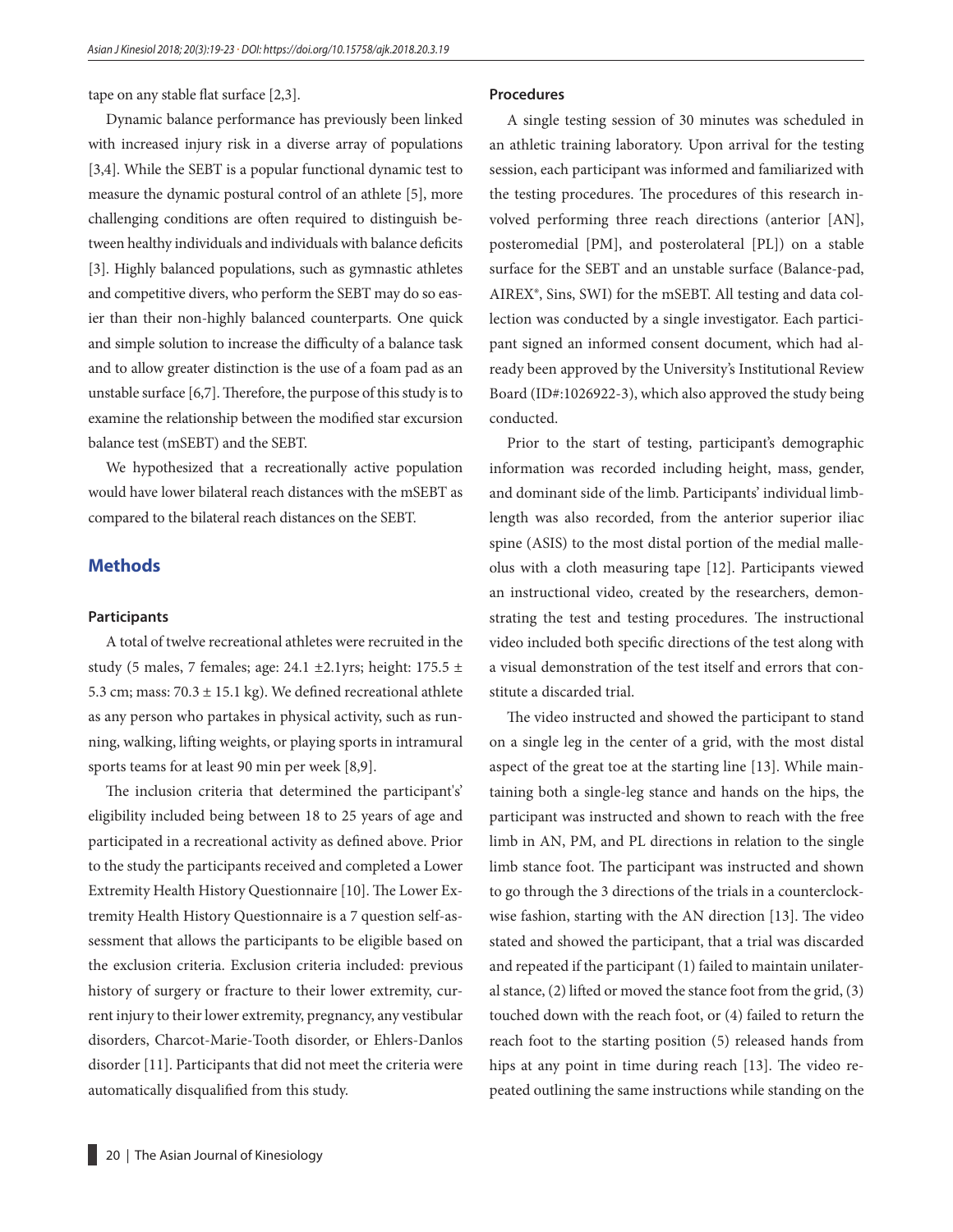tape on any stable flat surface [2,3].

Dynamic balance performance has previously been linked with increased injury risk in a diverse array of populations [3,4]. While the SEBT is a popular functional dynamic test to measure the dynamic postural control of an athlete [5], more challenging conditions are often required to distinguish between healthy individuals and individuals with balance deficits [3]. Highly balanced populations, such as gymnastic athletes and competitive divers, who perform the SEBT may do so easier than their non-highly balanced counterparts. One quick and simple solution to increase the difficulty of a balance task and to allow greater distinction is the use of a foam pad as an unstable surface [6,7]. Therefore, the purpose of this study is to examine the relationship between the modified star excursion balance test (mSEBT) and the SEBT.

We hypothesized that a recreationally active population would have lower bilateral reach distances with the mSEBT as compared to the bilateral reach distances on the SEBT.

## Methods

### Participants

A total of twelve recreational athletes were recruited in the study (5 males, 7 females; age: 24.1 ±2.1yrs; height: 175.5 ± 5.3 cm; mass: 70.3 ± 15.1 kg). We defined recreational athlete as any person who partakes in physical activity, such as running, walking, lifting weights, or playing sports in intramural sports teams for at least 90 min per week [8,9].

The inclusion criteria that determined the participant's' eligibility included being between 18 to 25 years of age and participated in a recreational activity as defined above. Prior to the study the participants received and completed a Lower Extremity Health History Questionnaire [10]. The Lower Extremity Health History Questionnaire is a 7 question self-assessment that allows the participants to be eligible based on the exclusion criteria. Exclusion criteria included: previous history of surgery or fracture to their lower extremity, current injury to their lower extremity, pregnancy, any vestibular disorders, Charcot-Marie-Tooth disorder, or Ehlers-Danlos disorder [11]. Participants that did not meet the criteria were automatically disqualified from this study.

### Procedures

A single testing session of 30 minutes was scheduled in an athletic training laboratory. Upon arrival for the testing session, each participant was informed and familiarized with the testing procedures. The procedures of this research involved performing three reach directions (anterior [AN], posteromedial [PM], and posterolateral [PL]) on a stable surface for the SEBT and an unstable surface (Balance-pad, AIREX®, Sins, SWI) for the mSEBT. All testing and data collection was conducted by a single investigator. Each participant signed an informed consent document, which had already been approved by the University's Institutional Review Board (ID#:1026922-3), which also approved the study being conducted.

Prior to the start of testing, participant's demographic information was recorded including height, mass, gender, and dominant side of the limb. Participants' individual limb-length was also recorded, from the anterior superior iliac spine (ASIS) to the most distal portion of the medial malleolus with a cloth measuring tape [12]. Participants viewed an instructional video, created by the researchers, demonstrating the test and testing procedures. The instructional video included both specific directions of the test along with a visual demonstration of the test itself and errors that constitute a discarded trial.

The video instructed and showed the participant to stand on a single leg in the center of a grid, with the most distal aspect of the great toe at the starting line [13]. While maintaining both a single-leg stance and hands on the hips, the participant was instructed and shown to reach with the free limb in AN, PM, and PL directions in relation to the single limb stance foot. The participant was instructed and shown to go through the 3 directions of the trials in a counterclockwise fashion, starting with the AN direction [13]. The video stated and showed the participant, that a trial was discarded and repeated if the participant (1) failed to maintain unilateral stance, (2) lifted or moved the stance foot from the grid, (3) touched down with the reach foot, or (4) failed to return the reach foot to the starting position (5) released hands from hips at any point in time during reach [13]. The video repeated outlining the same instructions while standing on the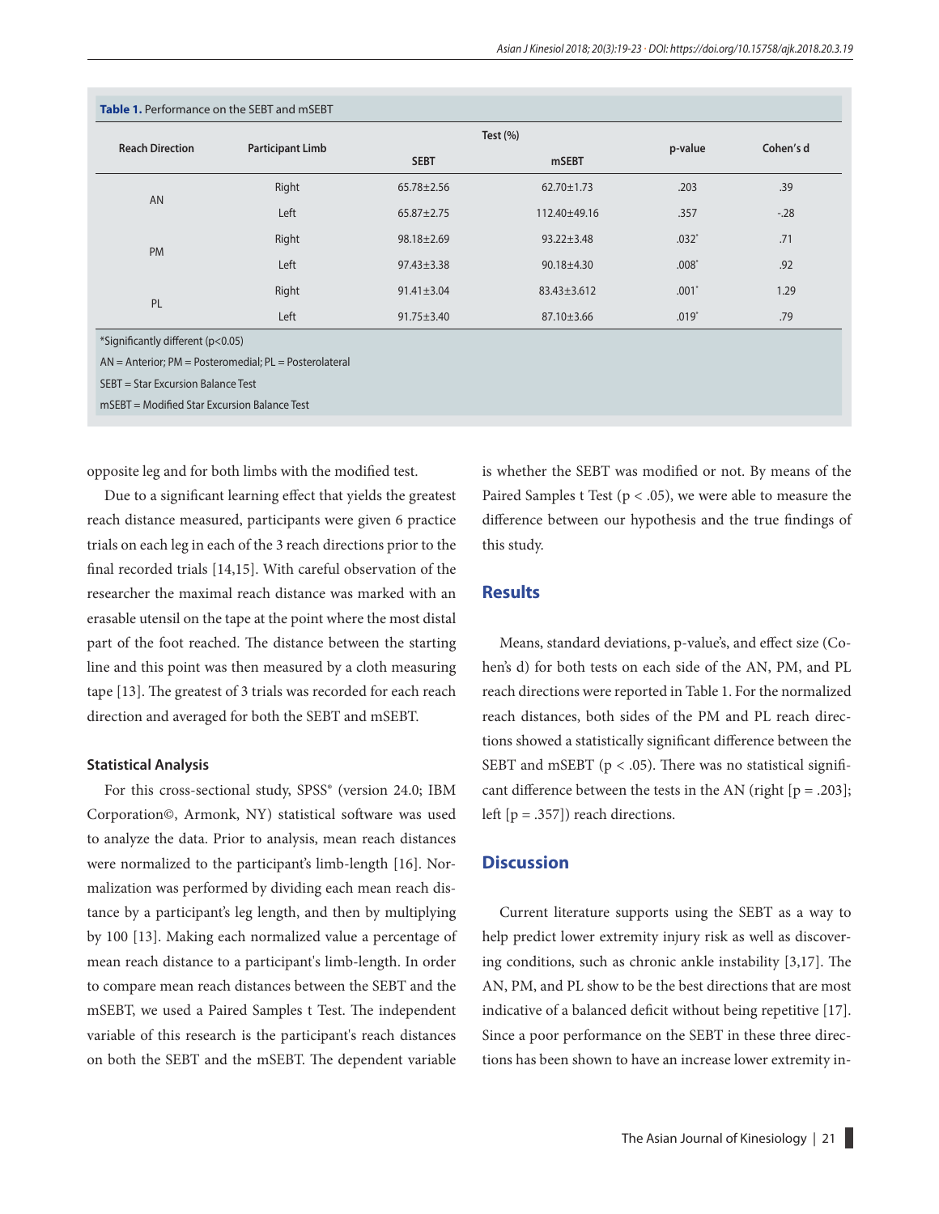**Table 1.** Performance on the SEBT and mSEBT

| Reach Direction | Participant Limb | Test (%) | | p-value | Cohen's d |
|---|---|---|---|---|---|
| | | SEBT | mSEBT | | |
| AN | Right | 65.78±2.56 | 62.70±1.73 | .203 | .39 |
| | Left | 65.87±2.75 | 112.40±49.16 | .357 | -.28 |
| PM | Right | 98.18±2.69 | 93.22±3.48 | .032* | .71 |
| | Left | 97.43±3.38 | 90.18±4.30 | .008* | .92 |
| PL | Right | 91.41±3.04 | 83.43±3.612 | .001* | 1.29 |
| | Left | 91.75±3.40 | 87.10±3.66 | .019* | .79 |

*Significantly different (p<0.05)

AN = Anterior; PM = Posteromedial; PL = Posterolateral

SEBT = Star Excursion Balance Test

mSEBT = Modified Star Excursion Balance Test

opposite leg and for both limbs with the modified test.

Due to a significant learning effect that yields the greatest reach distance measured, participants were given 6 practice trials on each leg in each of the 3 reach directions prior to the final recorded trials [14,15]. With careful observation of the researcher the maximal reach distance was marked with an erasable utensil on the tape at the point where the most distal part of the foot reached. The distance between the starting line and this point was then measured by a cloth measuring tape [13]. The greatest of 3 trials was recorded for each reach direction and averaged for both the SEBT and mSEBT.

### Statistical Analysis

For this cross-sectional study, SPSS® (version 24.0; IBM Corporation©, Armonk, NY) statistical software was used to analyze the data. Prior to analysis, mean reach distances were normalized to the participant's limb-length [16]. Normalization was performed by dividing each mean reach distance by a participant's leg length, and then by multiplying by 100 [13]. Making each normalized value a percentage of mean reach distance to a participant's limb-length. In order to compare mean reach distances between the SEBT and the mSEBT, we used a Paired Samples t Test. The independent variable of this research is the participant's reach distances on both the SEBT and the mSEBT. The dependent variable is whether the SEBT was modified or not. By means of the Paired Samples t Test ($p < .05$), we were able to measure the difference between our hypothesis and the true findings of this study.

## Results

Means, standard deviations, p-value's, and effect size (Cohen's d) for both tests on each side of the AN, PM, and PL reach directions were reported in Table 1. For the normalized reach distances, both sides of the PM and PL reach directions showed a statistically significant difference between the SEBT and mSEBT ($p < .05$). There was no statistical significant difference between the tests in the AN (right [$p = .203$]; left [$p = .357$]) reach directions.

## Discussion

Current literature supports using the SEBT as a way to help predict lower extremity injury risk as well as discovering conditions, such as chronic ankle instability [3,17]. The AN, PM, and PL show to be the best directions that are most indicative of a balanced deficit without being repetitive [17]. Since a poor performance on the SEBT in these three directions has been shown to have an increase lower extremity in-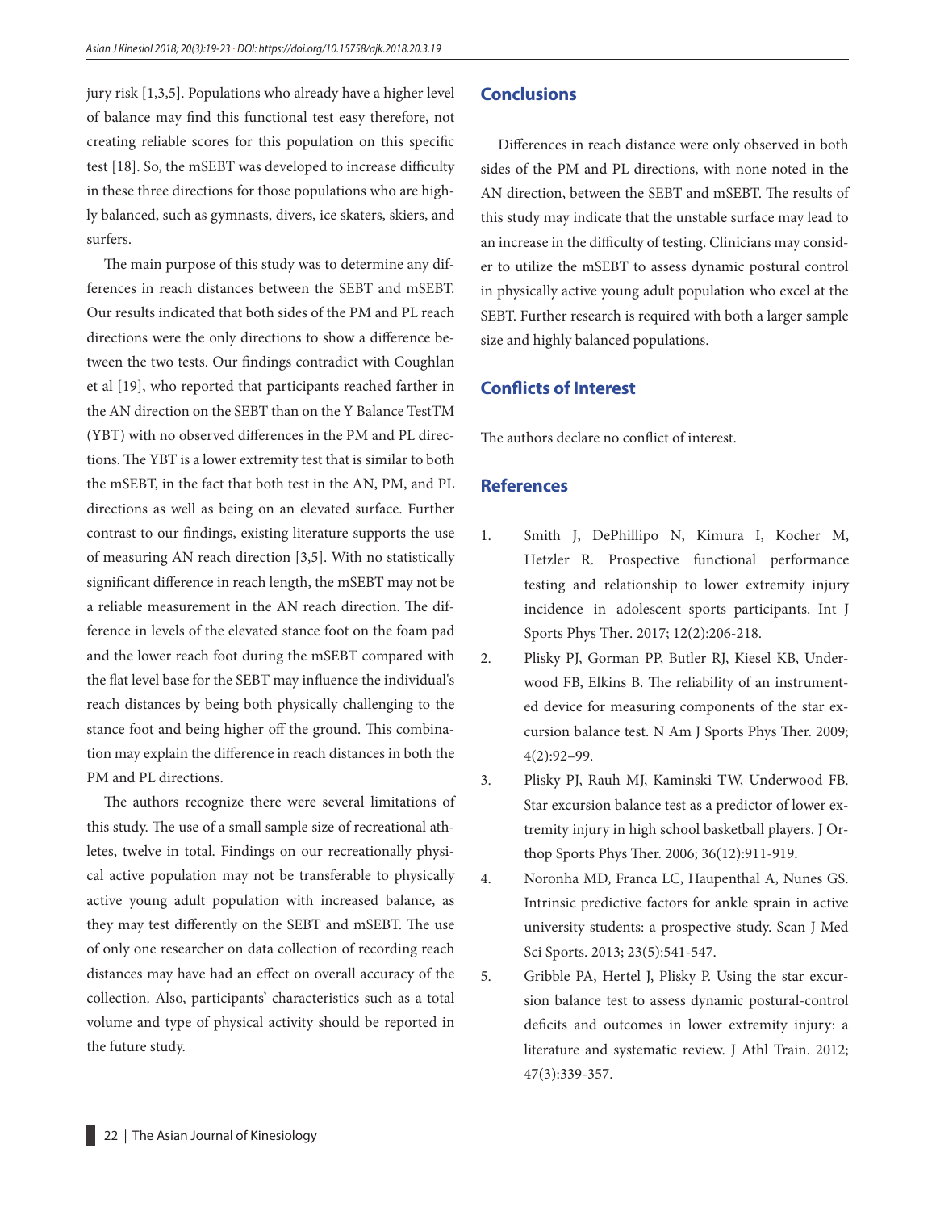jury risk [1,3,5]. Populations who already have a higher level of balance may find this functional test easy therefore, not creating reliable scores for this population on this specific test [18]. So, the mSEBT was developed to increase difficulty in these three directions for those populations who are highly balanced, such as gymnasts, divers, ice skaters, skiers, and surfers.

The main purpose of this study was to determine any differences in reach distances between the SEBT and mSEBT. Our results indicated that both sides of the PM and PL reach directions were the only directions to show a difference between the two tests. Our findings contradict with Coughlan et al [19], who reported that participants reached farther in the AN direction on the SEBT than on the Y Balance TestTM (YBT) with no observed differences in the PM and PL directions. The YBT is a lower extremity test that is similar to both the mSEBT, in the fact that both test in the AN, PM, and PL directions as well as being on an elevated surface. Further contrast to our findings, existing literature supports the use of measuring AN reach direction [3,5]. With no statistically significant difference in reach length, the mSEBT may not be a reliable measurement in the AN reach direction. The difference in levels of the elevated stance foot on the foam pad and the lower reach foot during the mSEBT compared with the flat level base for the SEBT may influence the individual's reach distances by being both physically challenging to the stance foot and being higher off the ground. This combination may explain the difference in reach distances in both the PM and PL directions.

The authors recognize there were several limitations of this study. The use of a small sample size of recreational athletes, twelve in total. Findings on our recreationally physical active population may not be transferable to physically active young adult population with increased balance, as they may test differently on the SEBT and mSEBT. The use of only one researcher on data collection of recording reach distances may have had an effect on overall accuracy of the collection. Also, participants' characteristics such as a total volume and type of physical activity should be reported in the future study.

## Conclusions

Differences in reach distance were only observed in both sides of the PM and PL directions, with none noted in the AN direction, between the SEBT and mSEBT. The results of this study may indicate that the unstable surface may lead to an increase in the difficulty of testing. Clinicians may consider to utilize the mSEBT to assess dynamic postural control in physically active young adult population who excel at the SEBT. Further research is required with both a larger sample size and highly balanced populations.

## Conflicts of Interest

The authors declare no conflict of interest.

## References

1. Smith J, DePhillipo N, Kimura I, Kocher M, Hetzler R. Prospective functional performance testing and relationship to lower extremity injury incidence in adolescent sports participants. Int J Sports Phys Ther. 2017; 12(2):206-218.
2. Plisky PJ, Gorman PP, Butler RJ, Kiesel KB, Underwood FB, Elkins B. The reliability of an instrumented device for measuring components of the star excursion balance test. N Am J Sports Phys Ther. 2009; 4(2):92–99.
3. Plisky PJ, Rauh MJ, Kaminski TW, Underwood FB. Star excursion balance test as a predictor of lower extremity injury in high school basketball players. J Orthop Sports Phys Ther. 2006; 36(12):911-919.
4. Noronha MD, Franca LC, Haupenthal A, Nunes GS. Intrinsic predictive factors for ankle sprain in active university students: a prospective study. Scan J Med Sci Sports. 2013; 23(5):541-547.
5. Gribble PA, Hertel J, Plisky P. Using the star excursion balance test to assess dynamic postural-control deficits and outcomes in lower extremity injury: a literature and systematic review. J Athl Train. 2012; 47(3):339-357.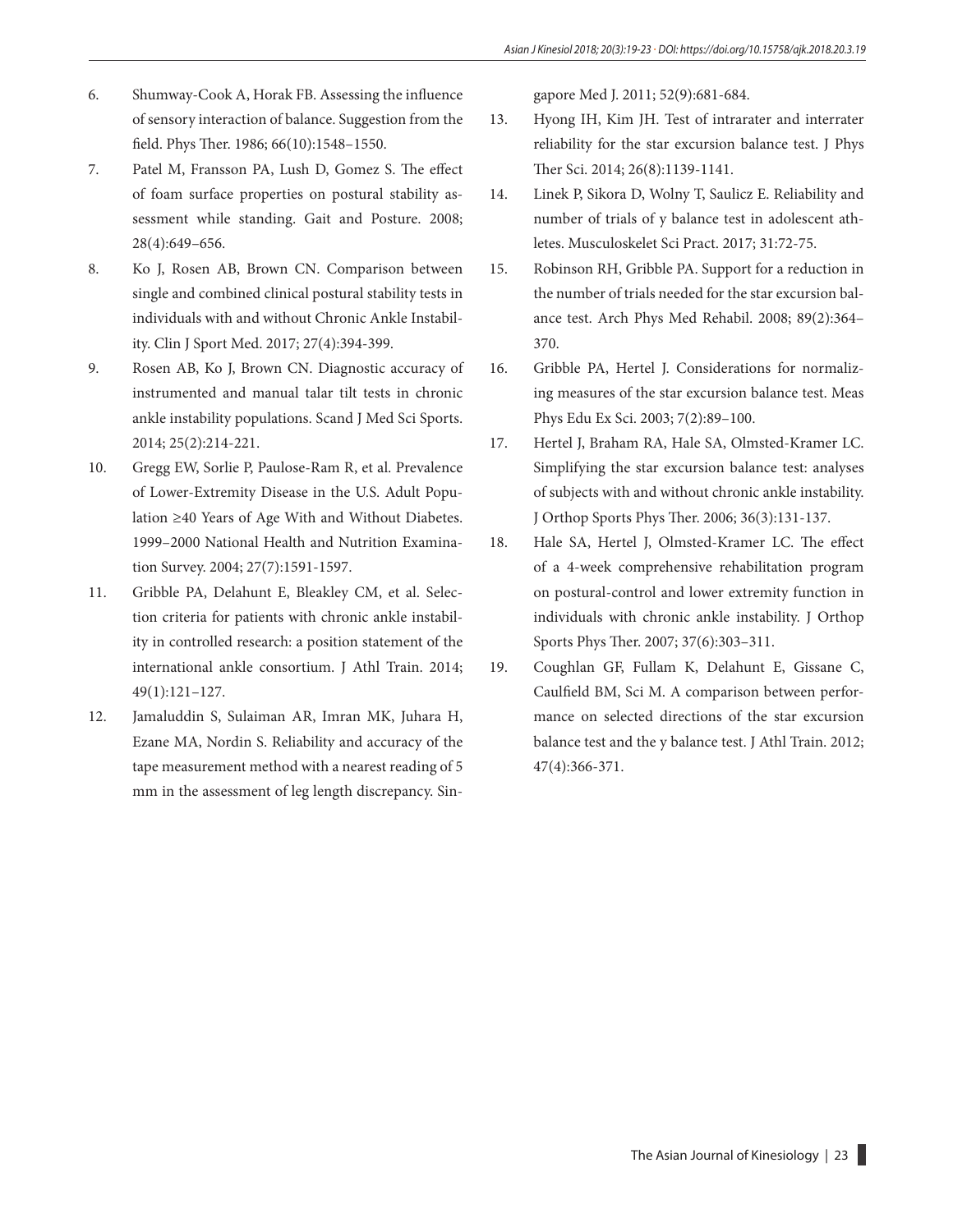6. Shumway-Cook A, Horak FB. Assessing the influence of sensory interaction of balance. Suggestion from the field. Phys Ther. 1986; 66(10):1548–1550.
7. Patel M, Fransson PA, Lush D, Gomez S. The effect of foam surface properties on postural stability assessment while standing. Gait and Posture. 2008; 28(4):649–656.
8. Ko J, Rosen AB, Brown CN. Comparison between single and combined clinical postural stability tests in individuals with and without Chronic Ankle Instability. Clin J Sport Med. 2017; 27(4):394-399.
9. Rosen AB, Ko J, Brown CN. Diagnostic accuracy of instrumented and manual talar tilt tests in chronic ankle instability populations. Scand J Med Sci Sports. 2014; 25(2):214-221.
10. Gregg EW, Sorlie P, Paulose-Ram R, et al. Prevalence of Lower-Extremity Disease in the U.S. Adult Population ≥40 Years of Age With and Without Diabetes. 1999–2000 National Health and Nutrition Examination Survey. 2004; 27(7):1591-1597.
11. Gribble PA, Delahunt E, Bleakley CM, et al. Selection criteria for patients with chronic ankle instability in controlled research: a position statement of the international ankle consortium. J Athl Train. 2014; 49(1):121–127.
12. Jamaluddin S, Sulaiman AR, Imran MK, Juhara H, Ezane MA, Nordin S. Reliability and accuracy of the tape measurement method with a nearest reading of 5 mm in the assessment of leg length discrepancy. Singapore Med J. 2011; 52(9):681-684.
13. Hyong IH, Kim JH. Test of intrarater and interrater reliability for the star excursion balance test. J Phys Ther Sci. 2014; 26(8):1139-1141.
14. Linek P, Sikora D, Wolny T, Saulicz E. Reliability and number of trials of y balance test in adolescent athletes. Musculoskelet Sci Pract. 2017; 31:72-75.
15. Robinson RH, Gribble PA. Support for a reduction in the number of trials needed for the star excursion balance test. Arch Phys Med Rehabil. 2008; 89(2):364–370.
16. Gribble PA, Hertel J. Considerations for normalizing measures of the star excursion balance test. Meas Phys Edu Ex Sci. 2003; 7(2):89–100.
17. Hertel J, Braham RA, Hale SA, Olmsted-Kramer LC. Simplifying the star excursion balance test: analyses of subjects with and without chronic ankle instability. J Orthop Sports Phys Ther. 2006; 36(3):131-137.
18. Hale SA, Hertel J, Olmsted-Kramer LC. The effect of a 4-week comprehensive rehabilitation program on postural-control and lower extremity function in individuals with chronic ankle instability. J Orthop Sports Phys Ther. 2007; 37(6):303–311.
19. Coughlan GF, Fullam K, Delahunt E, Gissane C, Caulfield BM, Sci M. A comparison between performance on selected directions of the star excursion balance test and the y balance test. J Athl Train. 2012; 47(4):366-371.